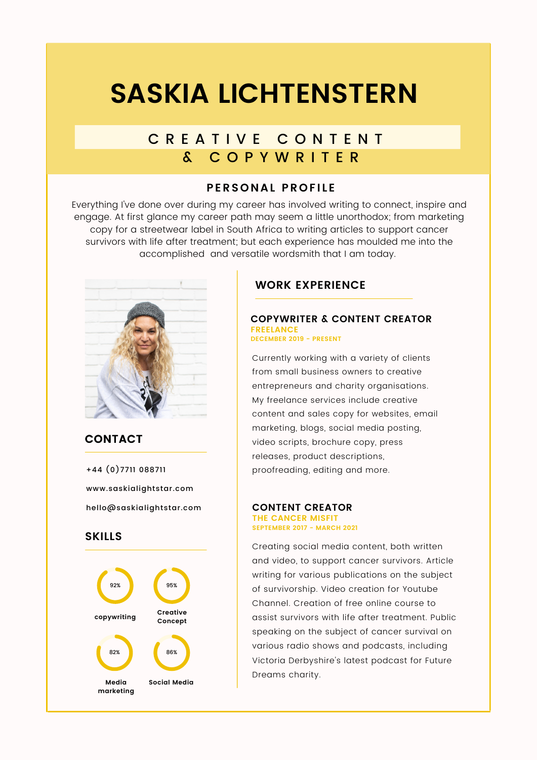# SASKIA LICHTENSTERN

## CREATIVE CONTENT & COPYWRITER

### PERSONAL PROFILE

Everything I've done over during my career has involved writing to connect, inspire and engage. At first glance my career path may seem a little unorthodox; from marketing copy for a streetwear label in South Africa to writing articles to support cancer survivors with life after treatment; but each experience has moulded me into the accomplished and versatile wordsmith that I am today.

### CONTACT

+44 (0)7711 088711

www.saskialightstar.com

hello@saskialightstar.com

### SKILLS

- copywriting: 92%
- Creative Concept: 95%
- Media marketing: 82%
- Social Media: 86%

### WORK EXPERIENCE

**COPYWRITER & CONTENT CREATOR**
**FREELANCE**
DECEMBER 2019 - PRESENT

Currently working with a variety of clients from small business owners to creative entrepreneurs and charity organisations. My freelance services include creative content and sales copy for websites, email marketing, blogs, social media posting, video scripts, brochure copy, press releases, product descriptions, proofreading, editing and more.

**CONTENT CREATOR**
**THE CANCER MISFIT**
SEPTEMBER 2017 - MARCH 2021

Creating social media content, both written and video, to support cancer survivors. Article writing for various publications on the subject of survivorship. Video creation for Youtube Channel. Creation of free online course to assist survivors with life after treatment. Public speaking on the subject of cancer survival on various radio shows and podcasts, including Victoria Derbyshire's latest podcast for Future Dreams charity.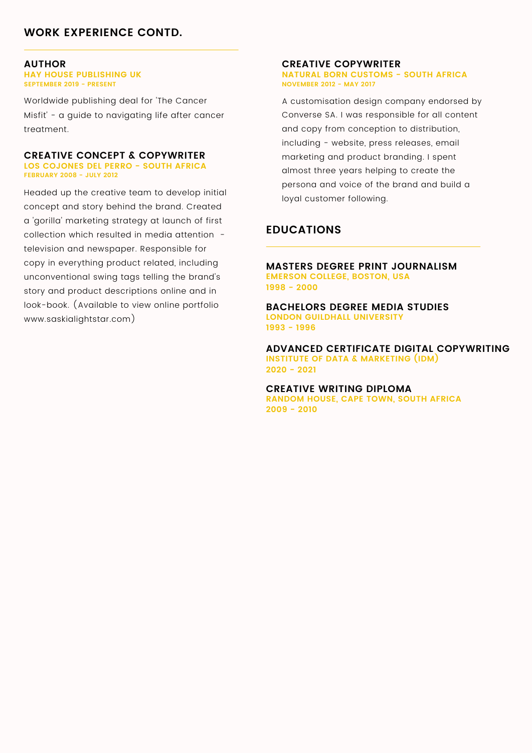## WORK EXPERIENCE CONTD.

### AUTHOR

**HAY HOUSE PUBLISHING UK**
**SEPTEMBER 2019 - PRESENT**

Worldwide publishing deal for 'The Cancer Misfit' - a guide to navigating life after cancer treatment.

### CREATIVE CONCEPT & COPYWRITER

**LOS COJONES DEL PERRO - SOUTH AFRICA**
**FEBRUARY 2008 - JULY 2012**

Headed up the creative team to develop initial concept and story behind the brand. Created a 'gorilla' marketing strategy at launch of first collection which resulted in media attention - television and newspaper. Responsible for copy in everything product related, including unconventional swing tags telling the brand's story and product descriptions online and in look-book. (Available to view online portfolio www.saskialightstar.com)

### CREATIVE COPYWRITER

**NATURAL BORN CUSTOMS - SOUTH AFRICA**
**NOVEMBER 2012 - MAY 2017**

A customisation design company endorsed by Converse SA. I was responsible for all content and copy from conception to distribution, including - website, press releases, email marketing and product branding. I spent almost three years helping to create the persona and voice of the brand and build a loyal customer following.

## EDUCATIONS

### MASTERS DEGREE PRINT JOURNALISM

**EMERSON COLLEGE, BOSTON, USA**
**1998 - 2000**

### BACHELORS DEGREE MEDIA STUDIES

**LONDON GUILDHALL UNIVERSITY**
**1993 - 1996**

### ADVANCED CERTIFICATE DIGITAL COPYWRITING

**INSTITUTE OF DATA & MARKETING (IDM)**
**2020 - 2021**

### CREATIVE WRITING DIPLOMA

**RANDOM HOUSE, CAPE TOWN, SOUTH AFRICA**
**2009 - 2010**